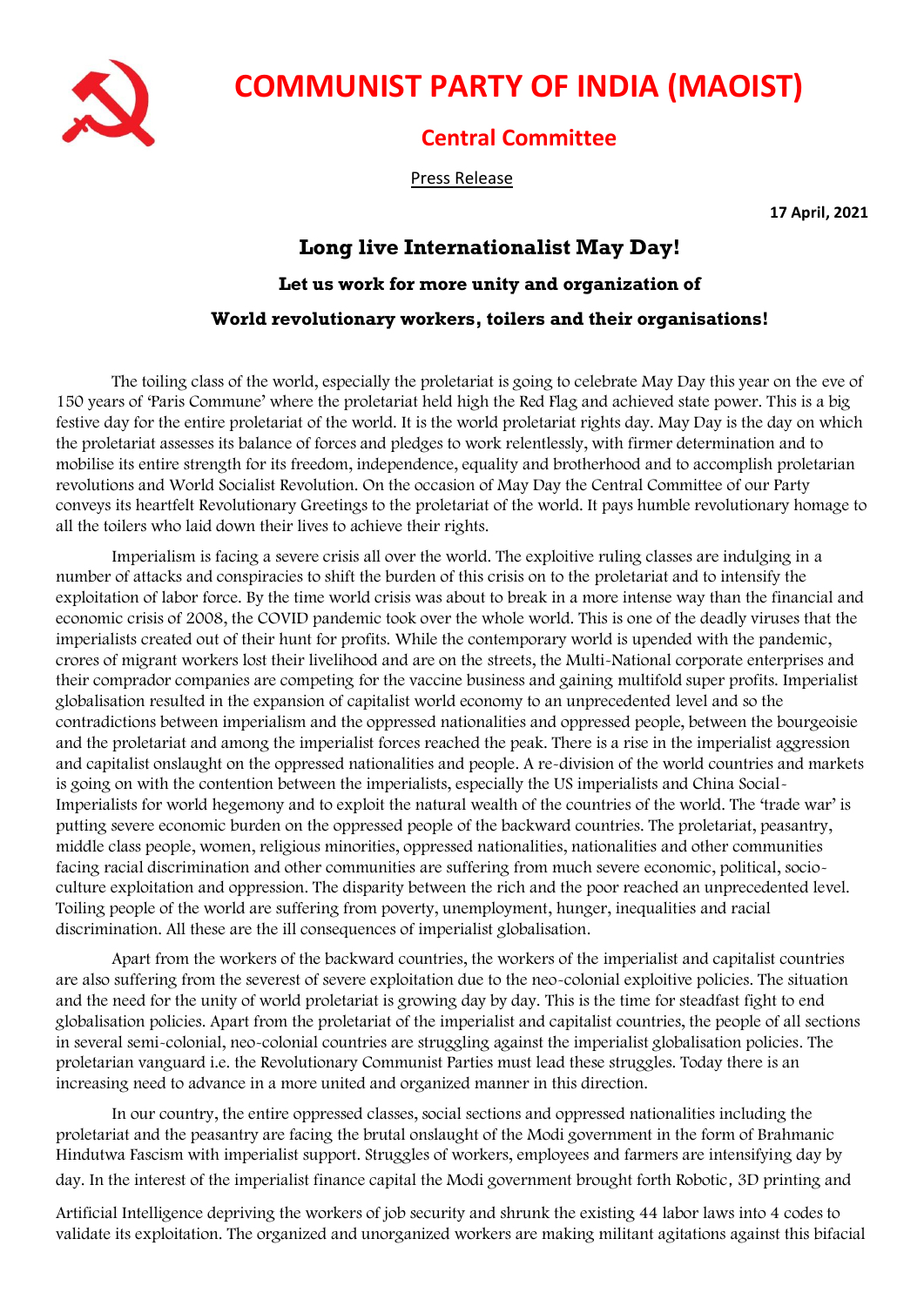# COMMUNIST PARTY OF INDIA (MAOIST)

## Central Committee

Press Release

**17 April, 2021**

### Long live Internationalist May Day!

#### Let us work for more unity and organization of

#### World revolutionary workers, toilers and their organisations!

The toiling class of the world, especially the proletariat is going to celebrate May Day this year on the eve of 150 years of 'Paris Commune' where the proletariat held high the Red Flag and achieved state power. This is a big festive day for the entire proletariat of the world. It is the world proletariat rights day. May Day is the day on which the proletariat assesses its balance of forces and pledges to work relentlessly, with firmer determination and to mobilise its entire strength for its freedom, independence, equality and brotherhood and to accomplish proletarian revolutions and World Socialist Revolution. On the occasion of May Day the Central Committee of our Party conveys its heartfelt Revolutionary Greetings to the proletariat of the world. It pays humble revolutionary homage to all the toilers who laid down their lives to achieve their rights.

Imperialism is facing a severe crisis all over the world. The exploitive ruling classes are indulging in a number of attacks and conspiracies to shift the burden of this crisis on to the proletariat and to intensify the exploitation of labor force. By the time world crisis was about to break in a more intense way than the financial and economic crisis of 2008, the COVID pandemic took over the whole world. This is one of the deadly viruses that the imperialists created out of their hunt for profits. While the contemporary world is upended with the pandemic, crores of migrant workers lost their livelihood and are on the streets, the Multi-National corporate enterprises and their comprador companies are competing for the vaccine business and gaining multifold super profits. Imperialist globalisation resulted in the expansion of capitalist world economy to an unprecedented level and so the contradictions between imperialism and the oppressed nationalities and oppressed people, between the bourgeoisie and the proletariat and among the imperialist forces reached the peak. There is a rise in the imperialist aggression and capitalist onslaught on the oppressed nationalities and people. A re-division of the world countries and markets is going on with the contention between the imperialists, especially the US imperialists and China Social-Imperialists for world hegemony and to exploit the natural wealth of the countries of the world. The 'trade war' is putting severe economic burden on the oppressed people of the backward countries. The proletariat, peasantry, middle class people, women, religious minorities, oppressed nationalities, nationalities and other communities facing racial discrimination and other communities are suffering from much severe economic, political, socio-culture exploitation and oppression. The disparity between the rich and the poor reached an unprecedented level. Toiling people of the world are suffering from poverty, unemployment, hunger, inequalities and racial discrimination. All these are the ill consequences of imperialist globalisation.

Apart from the workers of the backward countries, the workers of the imperialist and capitalist countries are also suffering from the severest of severe exploitation due to the neo-colonial exploitive policies. The situation and the need for the unity of world proletariat is growing day by day. This is the time for steadfast fight to end globalisation policies. Apart from the proletariat of the imperialist and capitalist countries, the people of all sections in several semi-colonial, neo-colonial countries are struggling against the imperialist globalisation policies. The proletarian vanguard i.e. the Revolutionary Communist Parties must lead these struggles. Today there is an increasing need to advance in a more united and organized manner in this direction.

In our country, the entire oppressed classes, social sections and oppressed nationalities including the proletariat and the peasantry are facing the brutal onslaught of the Modi government in the form of Brahmanic Hindutwa Fascism with imperialist support. Struggles of workers, employees and farmers are intensifying day by day. In the interest of the imperialist finance capital the Modi government brought forth Robotic, 3D printing and Artificial Intelligence depriving the workers of job security and shrunk the existing 44 labor laws into 4 codes to validate its exploitation. The organized and unorganized workers are making militant agitations against this bifacial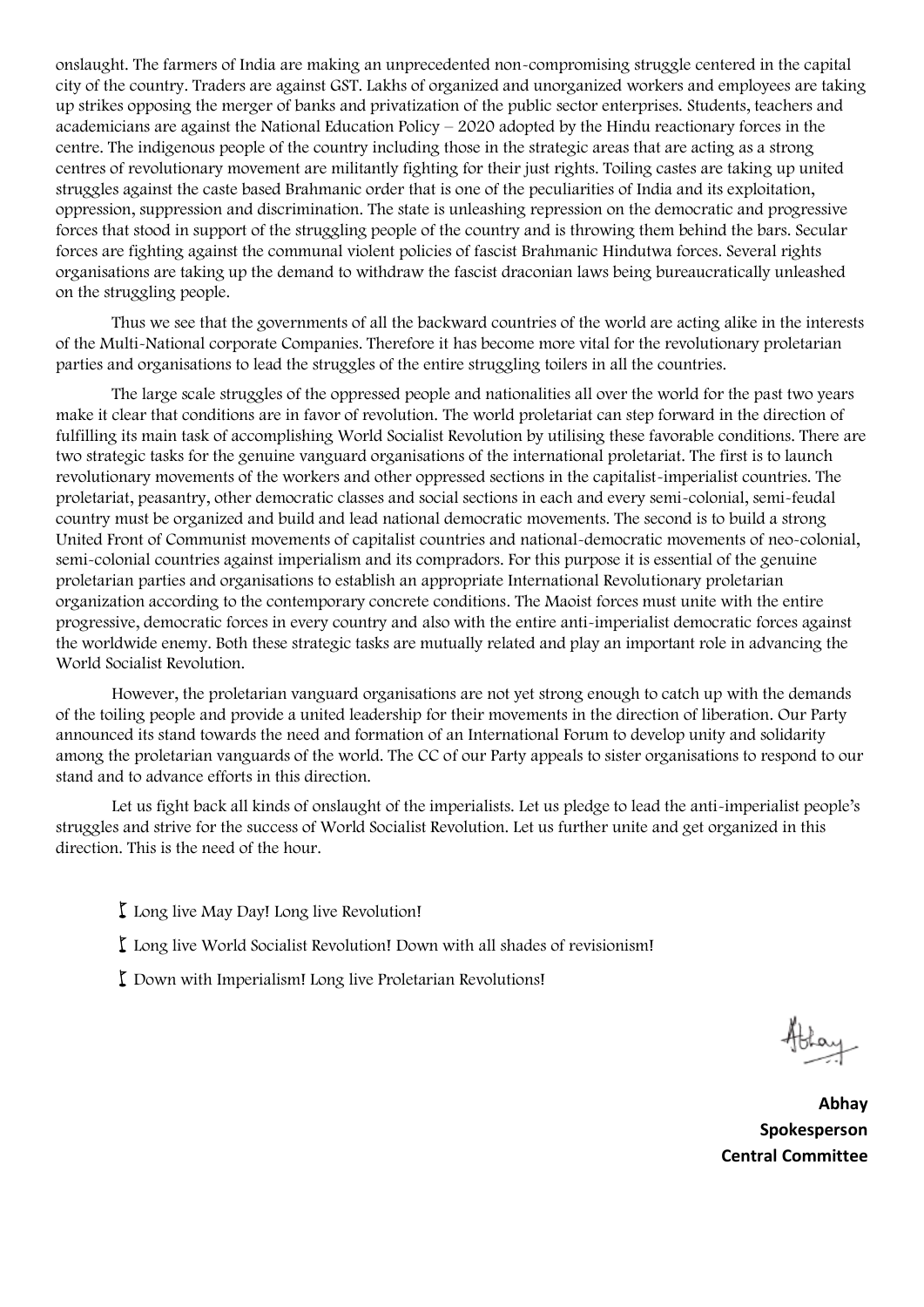onslaught. The farmers of India are making an unprecedented non-compromising struggle centered in the capital city of the country. Traders are against GST. Lakhs of organized and unorganized workers and employees are taking up strikes opposing the merger of banks and privatization of the public sector enterprises. Students, teachers and academicians are against the National Education Policy – 2020 adopted by the Hindu reactionary forces in the centre. The indigenous people of the country including those in the strategic areas that are acting as a strong centres of revolutionary movement are militantly fighting for their just rights. Toiling castes are taking up united struggles against the caste based Brahmanic order that is one of the peculiarities of India and its exploitation, oppression, suppression and discrimination. The state is unleashing repression on the democratic and progressive forces that stood in support of the struggling people of the country and is throwing them behind the bars. Secular forces are fighting against the communal violent policies of fascist Brahmanic Hindutwa forces. Several rights organisations are taking up the demand to withdraw the fascist draconian laws being bureaucratically unleashed on the struggling people.

Thus we see that the governments of all the backward countries of the world are acting alike in the interests of the Multi-National corporate Companies. Therefore it has become more vital for the revolutionary proletarian parties and organisations to lead the struggles of the entire struggling toilers in all the countries.

The large scale struggles of the oppressed people and nationalities all over the world for the past two years make it clear that conditions are in favor of revolution. The world proletariat can step forward in the direction of fulfilling its main task of accomplishing World Socialist Revolution by utilising these favorable conditions. There are two strategic tasks for the genuine vanguard organisations of the international proletariat. The first is to launch revolutionary movements of the workers and other oppressed sections in the capitalist-imperialist countries. The proletariat, peasantry, other democratic classes and social sections in each and every semi-colonial, semi-feudal country must be organized and build and lead national democratic movements. The second is to build a strong United Front of Communist movements of capitalist countries and national-democratic movements of neo-colonial, semi-colonial countries against imperialism and its compradors. For this purpose it is essential of the genuine proletarian parties and organisations to establish an appropriate International Revolutionary proletarian organization according to the contemporary concrete conditions. The Maoist forces must unite with the entire progressive, democratic forces in every country and also with the entire anti-imperialist democratic forces against the worldwide enemy. Both these strategic tasks are mutually related and play an important role in advancing the World Socialist Revolution.

However, the proletarian vanguard organisations are not yet strong enough to catch up with the demands of the toiling people and provide a united leadership for their movements in the direction of liberation. Our Party announced its stand towards the need and formation of an International Forum to develop unity and solidarity among the proletarian vanguards of the world. The CC of our Party appeals to sister organisations to respond to our stand and to advance efforts in this direction.

Let us fight back all kinds of onslaught of the imperialists. Let us pledge to lead the anti-imperialist people's struggles and strive for the success of World Socialist Revolution. Let us further unite and get organized in this direction. This is the need of the hour.

- Long live May Day! Long live Revolution!
- Long live World Socialist Revolution! Down with all shades of revisionism!
- Down with Imperialism! Long live Proletarian Revolutions!

**Abhay**
**Spokesperson**
**Central Committee**